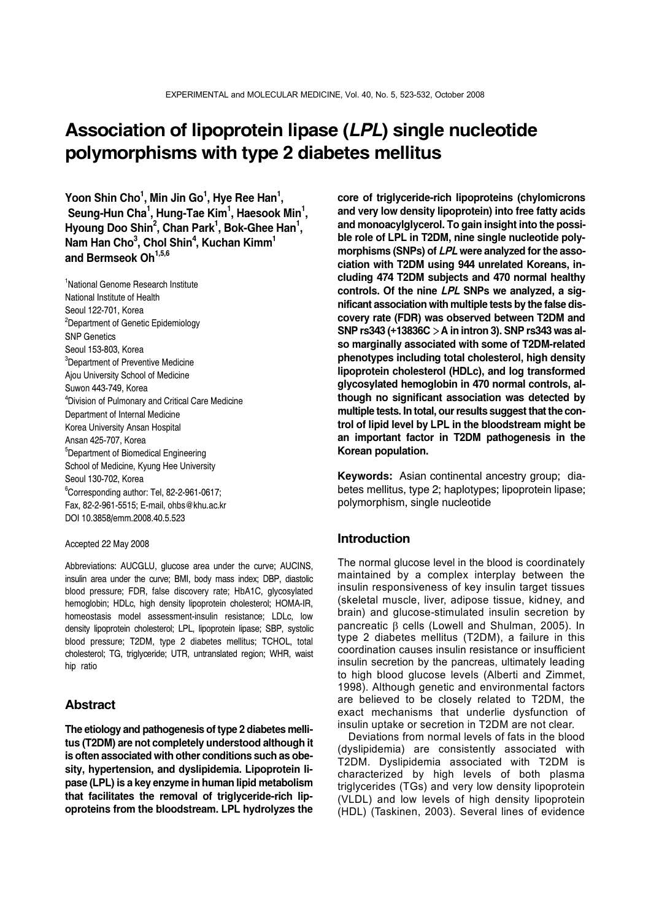# Association of lipoprotein lipase (*LPL*) single nucleotide polymorphisms with type 2 diabetes mellitus

**Yoon Shin Cho[1], Min Jin Go[1], Hye Ree Han[1], Seung-Hun Cha[1], Hung-Tae Kim[1], Haesook Min[1], Hyoung Doo Shin[2], Chan Park[1], Bok-Ghee Han[1], Nam Han Cho[3], Chol Shin[4], Kuchan Kimm[1] and Bermseok Oh[1,5,6]**

[1]National Genome Research Institute
National Institute of Health
Seoul 122-701, Korea
[2]Department of Genetic Epidemiology
SNP Genetics
Seoul 153-803, Korea
[3]Department of Preventive Medicine
Ajou University School of Medicine
Suwon 443-749, Korea
[4]Division of Pulmonary and Critical Care Medicine
Department of Internal Medicine
Korea University Ansan Hospital
Ansan 425-707, Korea
[5]Department of Biomedical Engineering
School of Medicine, Kyung Hee University
Seoul 130-702, Korea
[6]Corresponding author: Tel, 82-2-961-0617;
Fax, 82-2-961-5515; E-mail, ohbs@khu.ac.kr
DOI 10.3858/emm.2008.40.5.523

Accepted 22 May 2008

Abbreviations: AUCGLU, glucose area under the curve; AUCINS, insulin area under the curve; BMI, body mass index; DBP, diastolic blood pressure; FDR, false discovery rate; HbA1C, glycosylated hemoglobin; HDLc, high density lipoprotein cholesterol; HOMA-IR, homeostasis model assessment-insulin resistance; LDLc, low density lipoprotein cholesterol; LPL, lipoprotein lipase; SBP, systolic blood pressure; T2DM, type 2 diabetes mellitus; TCHOL, total cholesterol; TG, triglyceride; UTR, untranslated region; WHR, waist hip ratio

## Abstract

**The etiology and pathogenesis of type 2 diabetes mellitus (T2DM) are not completely understood although it is often associated with other conditions such as obesity, hypertension, and dyslipidemia. Lipoprotein lipase (LPL) is a key enzyme in human lipid metabolism that facilitates the removal of triglyceride-rich lipoproteins from the bloodstream. LPL hydrolyzes the core of triglyceride-rich lipoproteins (chylomicrons and very low density lipoprotein) into free fatty acids and monoacylglycerol. To gain insight into the possible role of LPL in T2DM, nine single nucleotide polymorphisms (SNPs) of *LPL* were analyzed for the association with T2DM using 944 unrelated Koreans, including 474 T2DM subjects and 470 normal healthy controls. Of the nine *LPL* SNPs we analyzed, a significant association with multiple tests by the false discovery rate (FDR) was observed between T2DM and SNP rs343 (+13836C > A in intron 3). SNP rs343 was also marginally associated with some of T2DM-related phenotypes including total cholesterol, high density lipoprotein cholesterol (HDLc), and log transformed glycosylated hemoglobin in 470 normal controls, although no significant association was detected by multiple tests. In total, our results suggest that the control of lipid level by LPL in the bloodstream might be an important factor in T2DM pathogenesis in the Korean population.**

**Keywords:** Asian continental ancestry group; diabetes mellitus, type 2; haplotypes; lipoprotein lipase; polymorphism, single nucleotide

## Introduction

The normal glucose level in the blood is coordinately maintained by a complex interplay between the insulin responsiveness of key insulin target tissues (skeletal muscle, liver, adipose tissue, kidney, and brain) and glucose-stimulated insulin secretion by pancreatic $\beta$ cells (Lowell and Shulman, 2005). In type 2 diabetes mellitus (T2DM), a failure in this coordination causes insulin resistance or insufficient insulin secretion by the pancreas, ultimately leading to high blood glucose levels (Alberti and Zimmet, 1998). Although genetic and environmental factors are believed to be closely related to T2DM, the exact mechanisms that underlie dysfunction of insulin uptake or secretion in T2DM are not clear.

Deviations from normal levels of fats in the blood (dyslipidemia) are consistently associated with T2DM. Dyslipidemia associated with T2DM is characterized by high levels of both plasma triglycerides (TGs) and very low density lipoprotein (VLDL) and low levels of high density lipoprotein (HDL) (Taskinen, 2003). Several lines of evidence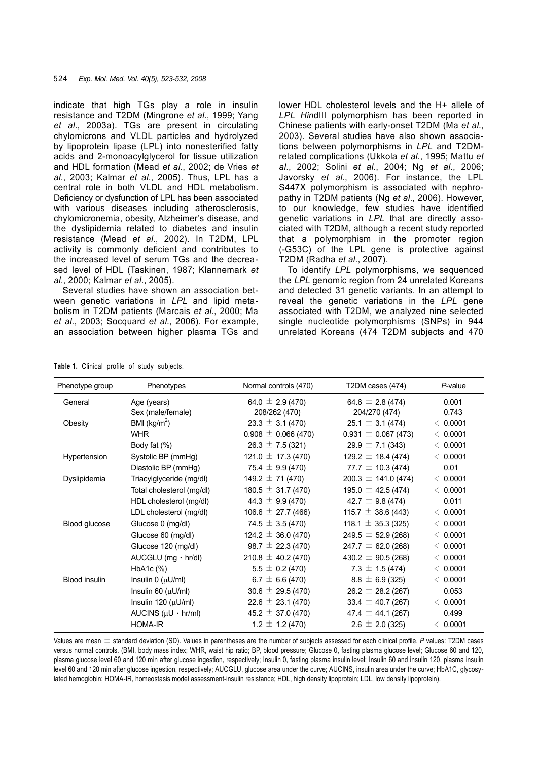indicate that high TGs play a role in insulin resistance and T2DM (Mingrone *et al*., 1999; Yang *et al*., 2003a). TGs are present in circulating chylomicrons and VLDL particles and hydrolyzed by lipoprotein lipase (LPL) into nonesterified fatty acids and 2-monoacylglycerol for tissue utilization and HDL formation (Mead *et al*., 2002; de Vries *et al*., 2003; Kalmar *et al*., 2005). Thus, LPL has a central role in both VLDL and HDL metabolism. Deficiency or dysfunction of LPL has been associated with various diseases including atherosclerosis, chylomicronemia, obesity, Alzheimer's disease, and the dyslipidemia related to diabetes and insulin resistance (Mead *et al*., 2002). In T2DM, LPL activity is commonly deficient and contributes to the increased level of serum TGs and the decreased level of HDL (Taskinen, 1987; Klannemark *et al*., 2000; Kalmar *et al*., 2005).

Several studies have shown an association between genetic variations in *LPL* and lipid metabolism in T2DM patients (Marcais *et al*., 2000; Ma *et al*., 2003; Socquard *et al*., 2006). For example, an association between higher plasma TGs and lower HDL cholesterol levels and the H+ allele of *LPL Hin*dIII polymorphism has been reported in Chinese patients with early-onset T2DM (Ma *et al*., 2003). Several studies have also shown associations between polymorphisms in *LPL* and T2DM-related complications (Ukkola *et al*., 1995; Mattu *et al*., 2002; Solini *et al*., 2004; Ng *et al*., 2006; Javorsky *et al*., 2006). For instance, the LPL S447X polymorphism is associated with nephropathy in T2DM patients (Ng *et al*., 2006). However, to our knowledge, few studies have identified genetic variations in *LPL* that are directly associated with T2DM, although a recent study reported that a polymorphism in the promoter region (-G53C) of the LPL gene is protective against T2DM (Radha *et al*., 2007).

To identify *LPL* polymorphisms, we sequenced the *LPL* genomic region from 24 unrelated Koreans and detected 31 genetic variants. In an attempt to reveal the genetic variations in the *LPL* gene associated with T2DM, we analyzed nine selected single nucleotide polymorphisms (SNPs) in 944 unrelated Koreans (474 T2DM subjects and 470

**Table 1.** Clinical profile of study subjects.

| Phenotype group | Phenotypes | Normal controls (470) | T2DM cases (474) | *P*-value |
|---|---|---|---|---|
| General | Age (years) | 64.0 ± 2.9 (470) | 64.6 ± 2.8 (474) | 0.001 |
| | Sex (male/female) | 208/262 (470) | 204/270 (474) | 0.743 |
| Obesity | BMI (kg/m$^2$) | 23.3 ± 3.1 (470) | 25.1 ± 3.1 (474) | < 0.0001 |
| | WHR | 0.908 ± 0.066 (470) | 0.931 ± 0.067 (473) | < 0.0001 |
| | Body fat (%) | 26.3 ± 7.5 (321) | 29.9 ± 7.1 (343) | < 0.0001 |
| Hypertension | Systolic BP (mmHg) | 121.0 ± 17.3 (470) | 129.2 ± 18.4 (474) | < 0.0001 |
| | Diastolic BP (mmHg) | 75.4 ± 9.9 (470) | 77.7 ± 10.3 (474) | 0.01 |
| Dyslipidemia | Triacylglyceride (mg/dl) | 149.2 ± 71 (470) | 200.3 ± 141.0 (474) | < 0.0001 |
| | Total cholesterol (mg/dl) | 180.5 ± 31.7 (470) | 195.0 ± 42.5 (474) | < 0.0001 |
| | HDL cholesterol (mg/dl) | 44.3 ± 9.9 (470) | 42.7 ± 9.8 (474) | 0.011 |
| | LDL cholesterol (mg/dl) | 106.6 ± 27.7 (466) | 115.7 ± 38.6 (443) | < 0.0001 |
| Blood glucose | Glucose 0 (mg/dl) | 74.5 ± 3.5 (470) | 118.1 ± 35.3 (325) | < 0.0001 |
| | Glucose 60 (mg/dl) | 124.2 ± 36.0 (470) | 249.5 ± 52.9 (268) | < 0.0001 |
| | Glucose 120 (mg/dl) | 98.7 ± 22.3 (470) | 247.7 ± 62.0 (268) | < 0.0001 |
| | AUCGLU (mg · hr/dl) | 210.8 ± 40.2 (470) | 430.2 ± 90.5 (268) | < 0.0001 |
| | HbA1c (%) | 5.5 ± 0.2 (470) | 7.3 ± 1.5 (474) | < 0.0001 |
| Blood insulin | Insulin 0 (μU/ml) | 6.7 ± 6.6 (470) | 8.8 ± 6.9 (325) | < 0.0001 |
| | Insulin 60 (μU/ml) | 30.6 ± 29.5 (470) | 26.2 ± 28.2 (267) | 0.053 |
| | Insulin 120 (μU/ml) | 22.6 ± 23.1 (470) | 33.4 ± 40.7 (267) | < 0.0001 |
| | AUCINS (μU · hr/ml) | 45.2 ± 37.0 (470) | 47.4 ± 44.1 (267) | 0.499 |
| | HOMA-IR | 1.2 ± 1.2 (470) | 2.6 ± 2.0 (325) | < 0.0001 |

Values are mean ± standard deviation (SD). Values in parentheses are the number of subjects assessed for each clinical profile. *P* values: T2DM cases versus normal controls. (BMI, body mass index; WHR, waist hip ratio; BP, blood pressure; Glucose 0, fasting plasma glucose level; Glucose 60 and 120, plasma glucose level 60 and 120 min after glucose ingestion, respectively; Insulin 0, fasting plasma insulin level; Insulin 60 and insulin 120, plasma insulin level 60 and 120 min after glucose ingestion, respectively; AUCGLU, glucose area under the curve; AUCINS, insulin area under the curve; HbA1C, glycosylated hemoglobin; HOMA-IR, homeostasis model assessment-insulin resistance; HDL, high density lipoprotein; LDL, low density lipoprotein).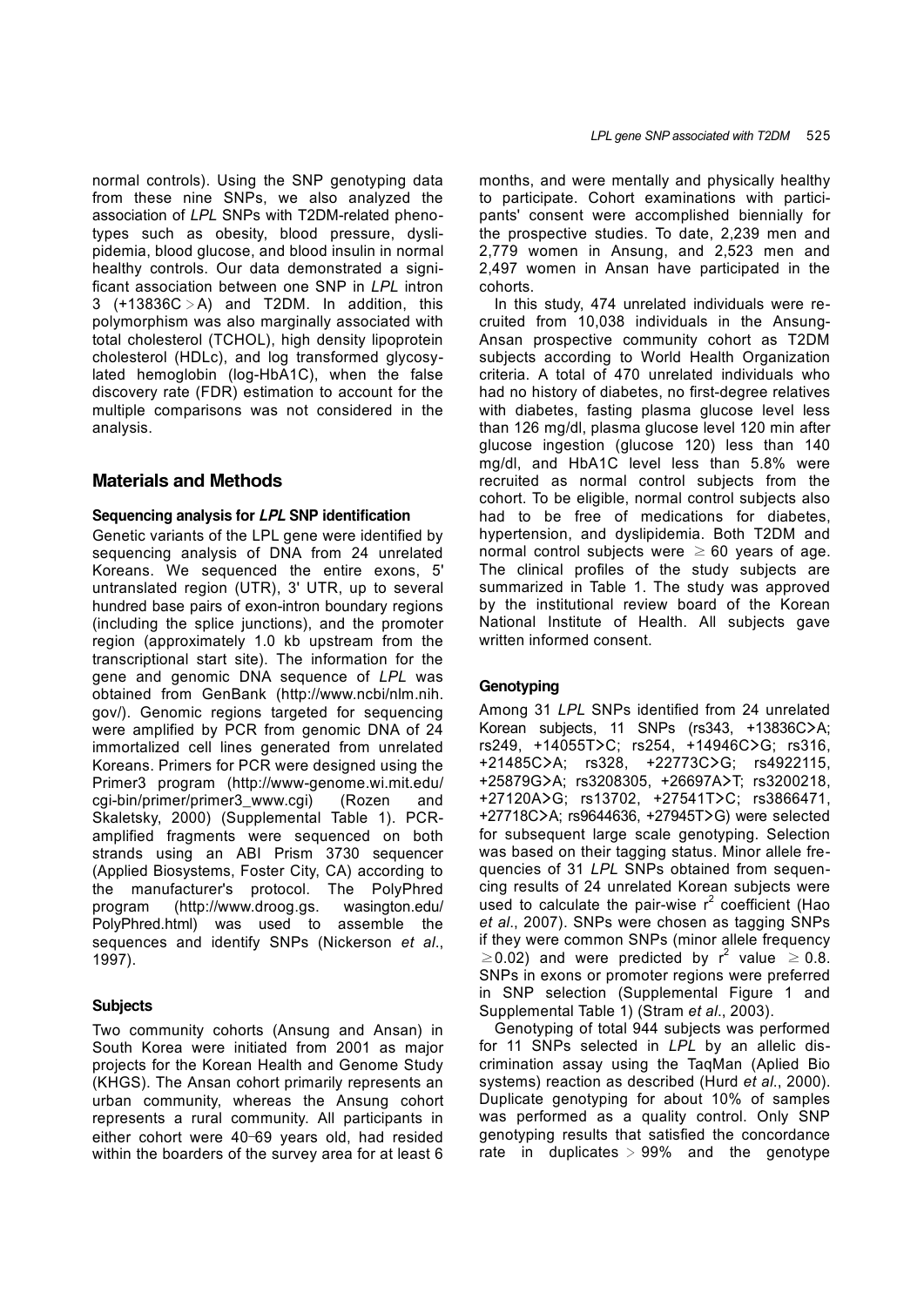normal controls). Using the SNP genotyping data from these nine SNPs, we also analyzed the association of *LPL* SNPs with T2DM-related phenotypes such as obesity, blood pressure, dyslipidemia, blood glucose, and blood insulin in normal healthy controls. Our data demonstrated a significant association between one SNP in *LPL* intron 3 (+13836C > A) and T2DM. In addition, this polymorphism was also marginally associated with total cholesterol (TCHOL), high density lipoprotein cholesterol (HDLc), and log transformed glycosylated hemoglobin (log-HbA1C), when the false discovery rate (FDR) estimation to account for the multiple comparisons was not considered in the analysis.

## Materials and Methods

### Sequencing analysis for *LPL* SNP identification

Genetic variants of the LPL gene were identified by sequencing analysis of DNA from 24 unrelated Koreans. We sequenced the entire exons, 5' untranslated region (UTR), 3' UTR, up to several hundred base pairs of exon-intron boundary regions (including the splice junctions), and the promoter region (approximately 1.0 kb upstream from the transcriptional start site). The information for the gene and genomic DNA sequence of *LPL* was obtained from GenBank (http://www.ncbi/nlm.nih.gov/). Genomic regions targeted for sequencing were amplified by PCR from genomic DNA of 24 immortalized cell lines generated from unrelated Koreans. Primers for PCR were designed using the Primer3 program (http://www-genome.wi.mit.edu/cgi-bin/primer/primer3_www.cgi) (Rozen and Skaletsky, 2000) (Supplemental Table 1). PCR-amplified fragments were sequenced on both strands using an ABI Prism 3730 sequencer (Applied Biosystems, Foster City, CA) according to the manufacturer's protocol. The PolyPhred program (http://www.droog.gs. wasington.edu/PolyPhred.html) was used to assemble the sequences and identify SNPs (Nickerson *et al*., 1997).

### Subjects

Two community cohorts (Ansung and Ansan) in South Korea were initiated from 2001 as major projects for the Korean Health and Genome Study (KHGS). The Ansan cohort primarily represents an urban community, whereas the Ansung cohort represents a rural community. All participants in either cohort were 40-69 years old, had resided within the boarders of the survey area for at least 6 months, and were mentally and physically healthy to participate. Cohort examinations with participants' consent were accomplished biennially for the prospective studies. To date, 2,239 men and 2,779 women in Ansung, and 2,523 men and 2,497 women in Ansan have participated in the cohorts.

In this study, 474 unrelated individuals were recruited from 10,038 individuals in the Ansung-Ansan prospective community cohort as T2DM subjects according to World Health Organization criteria. A total of 470 unrelated individuals who had no history of diabetes, no first-degree relatives with diabetes, fasting plasma glucose level less than 126 mg/dl, plasma glucose level 120 min after glucose ingestion (glucose 120) less than 140 mg/dl, and HbA1C level less than 5.8% were recruited as normal control subjects from the cohort. To be eligible, normal control subjects also had to be free of medications for diabetes, hypertension, and dyslipidemia. Both T2DM and normal control subjects were $\geq$ 60 years of age. The clinical profiles of the study subjects are summarized in Table 1. The study was approved by the institutional review board of the Korean National Institute of Health. All subjects gave written informed consent.

### Genotyping

Among 31 *LPL* SNPs identified from 24 unrelated Korean subjects, 11 SNPs (rs343, +13836C>A; rs249, +14055T>C; rs254, +14946C>G; rs316, +21485C>A; rs328, +22773C>G; rs4922115, +25879G>A; rs3208305, +26697A>T; rs3200218, +27120A>G; rs13702, +27541T>C; rs3866471, +27718C>A; rs9644636, +27945T>G) were selected for subsequent large scale genotyping. Selection was based on their tagging status. Minor allele frequencies of 31 *LPL* SNPs obtained from sequencing results of 24 unrelated Korean subjects were used to calculate the pair-wise $r^2$ coefficient (Hao *et al*., 2007). SNPs were chosen as tagging SNPs if they were common SNPs (minor allele frequency $\geq$0.02) and were predicted by $r^2$ value $\geq$ 0.8. SNPs in exons or promoter regions were preferred in SNP selection (Supplemental Figure 1 and Supplemental Table 1) (Stram *et al*., 2003).

Genotyping of total 944 subjects was performed for 11 SNPs selected in *LPL* by an allelic discrimination assay using the TaqMan (Aplied Bio systems) reaction as described (Hurd *et al*., 2000). Duplicate genotyping for about 10% of samples was performed as a quality control. Only SNP genotyping results that satisfied the concordance rate in duplicates > 99% and the genotype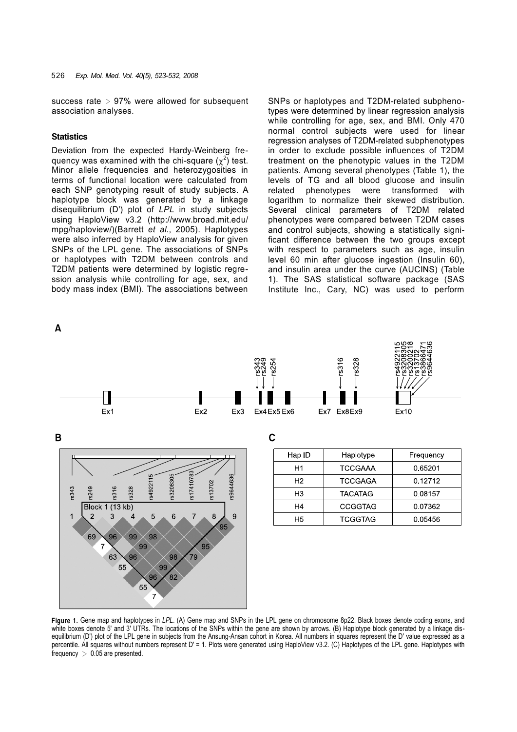success rate > 97% were allowed for subsequent association analyses.

### Statistics

Deviation from the expected Hardy-Weinberg frequency was examined with the chi-square ($\chi^2$) test. Minor allele frequencies and heterozygosities in terms of functional location were calculated from each SNP genotyping result of study subjects. A haplotype block was generated by a linkage disequilibrium (D') plot of *LPL* in study subjects using HaploView v3.2 (http://www.broad.mit.edu/mpg/haploview/)(Barrett *et al*., 2005). Haplotypes were also inferred by HaploView analysis for given SNPs of the LPL gene. The associations of SNPs or haplotypes with T2DM between controls and T2DM patients were determined by logistic regression analysis while controlling for age, sex, and body mass index (BMI). The associations between SNPs or haplotypes and T2DM-related subphenotypes were determined by linear regression analysis while controlling for age, sex, and BMI. Only 470 normal control subjects were used for linear regression analyses of T2DM-related subphenotypes in order to exclude possible influences of T2DM treatment on the phenotypic values in the T2DM patients. Among several phenotypes (Table 1), the levels of TG and all blood glucose and insulin related phenotypes were transformed with logarithm to normalize their skewed distribution. Several clinical parameters of T2DM related phenotypes were compared between T2DM cases and control subjects, showing a statistically significant difference between the two groups except with respect to parameters such as age, insulin level 60 min after glucose ingestion (Insulin 60), and insulin area under the curve (AUCINS) (Table 1). The SAS statistical software package (SAS Institute Inc., Cary, NC) was used to perform

| Hap ID | Haplotype | Frequency |
|---|---|---|
| H1 | TCCGAAA | 0.65201 |
| H2 | TCCGAGA | 0.12712 |
| H3 | TACATAG | 0.08157 |
| H4 | CCGGTAG | 0.07362 |
| H5 | TCGGTAG | 0.05456 |

**Figure 1.** Gene map and haplotypes in *LPL*. (A) Gene map and SNPs in the LPL gene on chromosome 8p22. Black boxes denote coding exons, and white boxes denote 5' and 3' UTRs. The locations of the SNPs within the gene are shown by arrows. (B) Haplotype block generated by a linkage disequilibrium (D') plot of the LPL gene in subjects from the Ansung-Ansan cohort in Korea. All numbers in squares represent the D' value expressed as a percentile. All squares without numbers represent D' = 1. Plots were generated using HaploView v3.2. (C) Haplotypes of the LPL gene. Haplotypes with frequency > 0.05 are presented.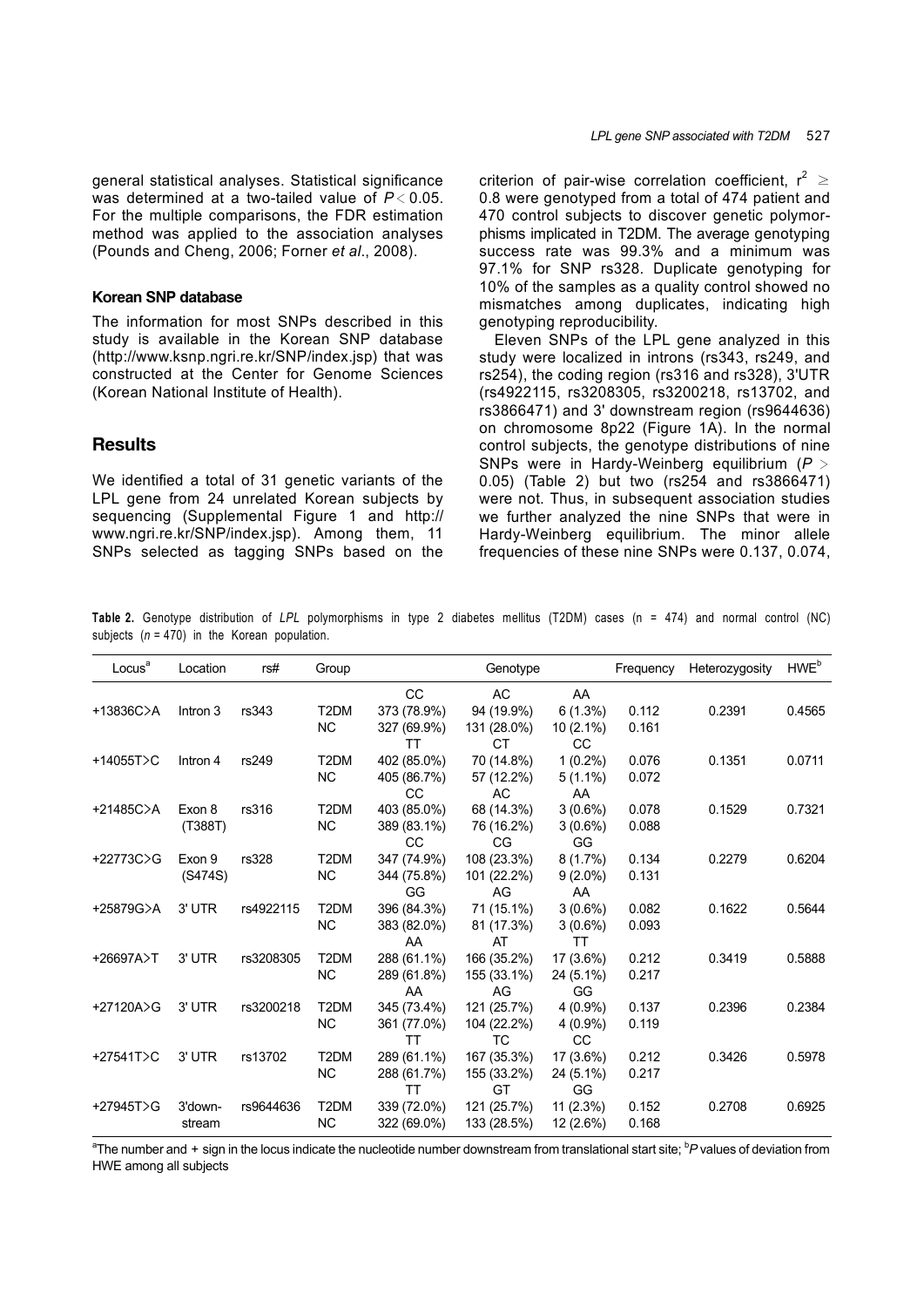general statistical analyses. Statistical significance was determined at a two-tailed value of $P < 0.05$. For the multiple comparisons, the FDR estimation method was applied to the association analyses (Pounds and Cheng, 2006; Forner *et al*., 2008).

### Korean SNP database

The information for most SNPs described in this study is available in the Korean SNP database (http://www.ksnp.ngri.re.kr/SNP/index.jsp) that was constructed at the Center for Genome Sciences (Korean National Institute of Health).

## Results

We identified a total of 31 genetic variants of the LPL gene from 24 unrelated Korean subjects by sequencing (Supplemental Figure 1 and http://www.ngri.re.kr/SNP/index.jsp). Among them, 11 SNPs selected as tagging SNPs based on the criterion of pair-wise correlation coefficient, $r^2 \geq 0.8$ were genotyped from a total of 474 patient and 470 control subjects to discover genetic polymorphisms implicated in T2DM. The average genotyping success rate was 99.3% and a minimum was 97.1% for SNP rs328. Duplicate genotyping for 10% of the samples as a quality control showed no mismatches among duplicates, indicating high genotyping reproducibility.

Eleven SNPs of the LPL gene analyzed in this study were localized in introns (rs343, rs249, and rs254), the coding region (rs316 and rs328), 3'UTR (rs4922115, rs3208305, rs3200218, rs13702, and rs3866471) and 3' downstream region (rs9644636) on chromosome 8p22 (Figure 1A). In the normal control subjects, the genotype distributions of nine SNPs were in Hardy-Weinberg equilibrium ($P > 0.05$) (Table 2) but two (rs254 and rs3866471) were not. Thus, in subsequent association studies we further analyzed the nine SNPs that were in Hardy-Weinberg equilibrium. The minor allele frequencies of these nine SNPs were 0.137, 0.074,

**Table 2.** Genotype distribution of *LPL* polymorphisms in type 2 diabetes mellitus (T2DM) cases (n = 474) and normal control (NC) subjects ($n$ = 470) in the Korean population.

| Locus[a] | Location | rs# | Group | Genotype | | | Frequency | Heterozygosity | HWE[b] |
|---|---|---|---|---|---|---|---|---|---|
| | | | | CC | AC | AA | | | |
| +13836C>A | Intron 3 | rs343 | T2DM | 373 (78.9%) | 94 (19.9%) | 6 (1.3%) | 0.112 | 0.2391 | 0.4565 |
| | | | NC | 327 (69.9%) | 131 (28.0%) | 10 (2.1%) | 0.161 | | |
| | | | | TT | CT | CC | | | |
| +14055T>C | Intron 4 | rs249 | T2DM | 402 (85.0%) | 70 (14.8%) | 1 (0.2%) | 0.076 | 0.1351 | 0.0711 |
| | | | NC | 405 (86.7%) | 57 (12.2%) | 5 (1.1%) | 0.072 | | |
| | | | | CC | AC | AA | | | |
| +21485C>A | Exon 8 (T388T) | rs316 | T2DM | 403 (85.0%) | 68 (14.3%) | 3 (0.6%) | 0.078 | 0.1529 | 0.7321 |
| | | | NC | 389 (83.1%) | 76 (16.2%) | 3 (0.6%) | 0.088 | | |
| | | | | CC | CG | GG | | | |
| +22773C>G | Exon 9 (S474S) | rs328 | T2DM | 347 (74.9%) | 108 (23.3%) | 8 (1.7%) | 0.134 | 0.2279 | 0.6204 |
| | | | NC | 344 (75.8%) | 101 (22.2%) | 9 (2.0%) | 0.131 | | |
| | | | | GG | AG | AA | | | |
| +25879G>A | 3' UTR | rs4922115 | T2DM | 396 (84.3%) | 71 (15.1%) | 3 (0.6%) | 0.082 | 0.1622 | 0.5644 |
| | | | NC | 383 (82.0%) | 81 (17.3%) | 3 (0.6%) | 0.093 | | |
| | | | | AA | AT | TT | | | |
| +26697A>T | 3' UTR | rs3208305 | T2DM | 288 (61.1%) | 166 (35.2%) | 17 (3.6%) | 0.212 | 0.3419 | 0.5888 |
| | | | NC | 289 (61.8%) | 155 (33.1%) | 24 (5.1%) | 0.217 | | |
| | | | | AA | AG | GG | | | |
| +27120A>G | 3' UTR | rs3200218 | T2DM | 345 (73.4%) | 121 (25.7%) | 4 (0.9%) | 0.137 | 0.2396 | 0.2384 |
| | | | NC | 361 (77.0%) | 104 (22.2%) | 4 (0.9%) | 0.119 | | |
| | | | | TT | TC | CC | | | |
| +27541T>C | 3' UTR | rs13702 | T2DM | 289 (61.1%) | 167 (35.3%) | 17 (3.6%) | 0.212 | 0.3426 | 0.5978 |
| | | | NC | 288 (61.7%) | 155 (33.2%) | 24 (5.1%) | 0.217 | | |
| | | | | TT | GT | GG | | | |
| +27945T>G | 3'down-stream | rs9644636 | T2DM | 339 (72.0%) | 121 (25.7%) | 11 (2.3%) | 0.152 | 0.2708 | 0.6925 |
| | | | NC | 322 (69.0%) | 133 (28.5%) | 12 (2.6%) | 0.168 | | |

[a]The number and + sign in the locus indicate the nucleotide number downstream from translational start site; [b]*P* values of deviation from HWE among all subjects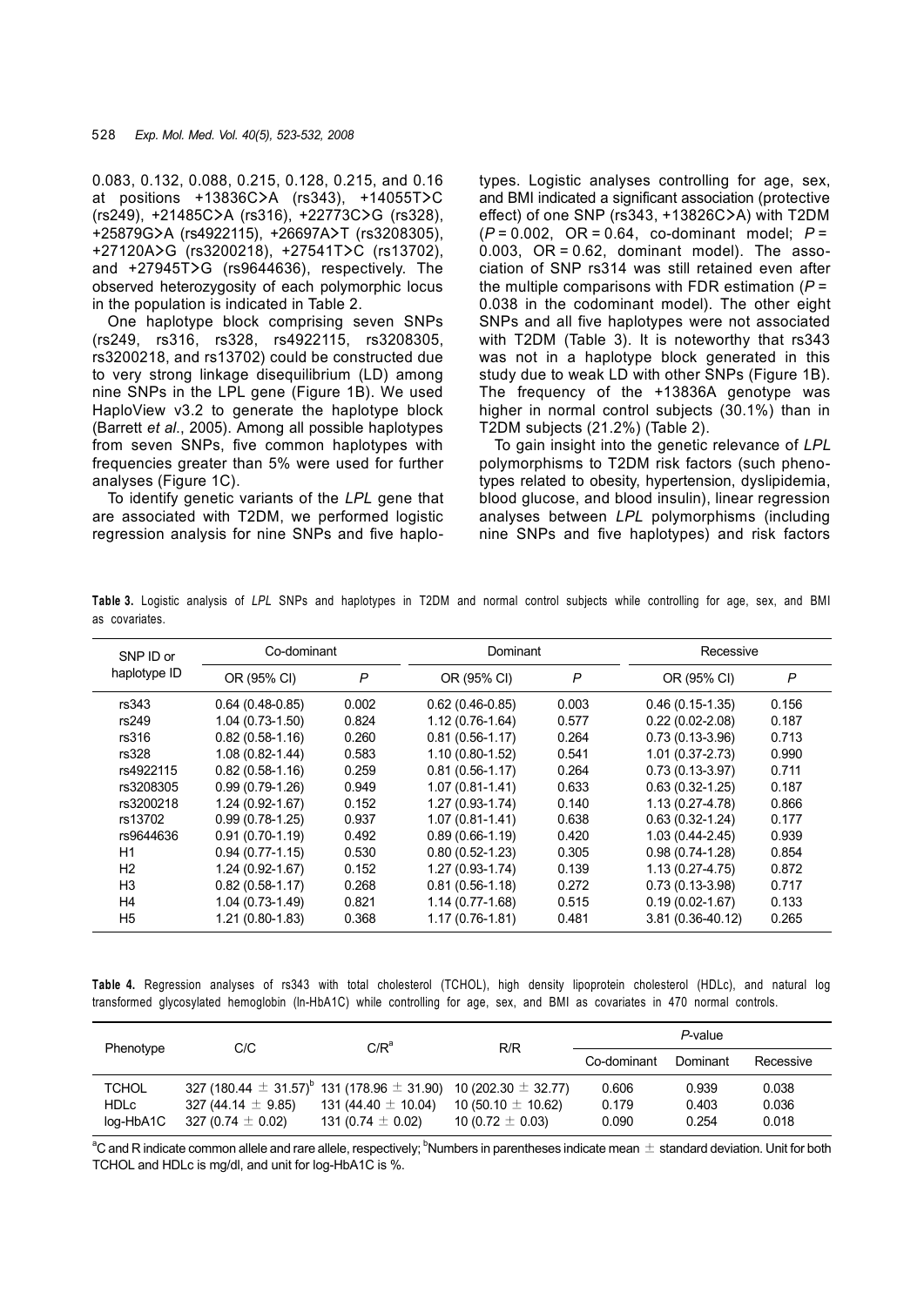0.083, 0.132, 0.088, 0.215, 0.128, 0.215, and 0.16 at positions +13836C>A (rs343), +14055T>C (rs249), +21485C>A (rs316), +22773C>G (rs328), +25879G>A (rs4922115), +26697A>T (rs3208305), +27120A>G (rs3200218), +27541T>C (rs13702), and +27945T>G (rs9644636), respectively. The observed heterozygosity of each polymorphic locus in the population is indicated in Table 2.

One haplotype block comprising seven SNPs (rs249, rs316, rs328, rs4922115, rs3208305, rs3200218, and rs13702) could be constructed due to very strong linkage disequilibrium (LD) among nine SNPs in the LPL gene (Figure 1B). We used HaploView v3.2 to generate the haplotype block (Barrett *et al*., 2005). Among all possible haplotypes from seven SNPs, five common haplotypes with frequencies greater than 5% were used for further analyses (Figure 1C).

To identify genetic variants of the *LPL* gene that are associated with T2DM, we performed logistic regression analysis for nine SNPs and five haplotypes. Logistic analyses controlling for age, sex, and BMI indicated a significant association (protective effect) of one SNP (rs343, +13826C>A) with T2DM ($P$ = 0.002, OR = 0.64, co-dominant model; $P$ = 0.003, OR = 0.62, dominant model). The association of SNP rs314 was still retained even after the multiple comparisons with FDR estimation ($P$ = 0.038 in the codominant model). The other eight SNPs and all five haplotypes were not associated with T2DM (Table 3). It is noteworthy that rs343 was not in a haplotype block generated in this study due to weak LD with other SNPs (Figure 1B). The frequency of the +13836A genotype was higher in normal control subjects (30.1%) than in T2DM subjects (21.2%) (Table 2).

To gain insight into the genetic relevance of *LPL* polymorphisms to T2DM risk factors (such phenotypes related to obesity, hypertension, dyslipidemia, blood glucose, and blood insulin), linear regression analyses between *LPL* polymorphisms (including nine SNPs and five haplotypes) and risk factors

**Table 3.** Logistic analysis of *LPL* SNPs and haplotypes in T2DM and normal control subjects while controlling for age, sex, and BMI as covariates.

| SNP ID or haplotype ID | Co-dominant | | Dominant | | Recessive | |
|---|---|---|---|---|---|---|
| | OR (95% CI) | $P$ | OR (95% CI) | $P$ | OR (95% CI) | $P$ |
| rs343 | 0.64 (0.48-0.85) | 0.002 | 0.62 (0.46-0.85) | 0.003 | 0.46 (0.15-1.35) | 0.156 |
| rs249 | 1.04 (0.73-1.50) | 0.824 | 1.12 (0.76-1.64) | 0.577 | 0.22 (0.02-2.08) | 0.187 |
| rs316 | 0.82 (0.58-1.16) | 0.260 | 0.81 (0.56-1.17) | 0.264 | 0.73 (0.13-3.96) | 0.713 |
| rs328 | 1.08 (0.82-1.44) | 0.583 | 1.10 (0.80-1.52) | 0.541 | 1.01 (0.37-2.73) | 0.990 |
| rs4922115 | 0.82 (0.58-1.16) | 0.259 | 0.81 (0.56-1.17) | 0.264 | 0.73 (0.13-3.97) | 0.711 |
| rs3208305 | 0.99 (0.79-1.26) | 0.949 | 1.07 (0.81-1.41) | 0.633 | 0.63 (0.32-1.25) | 0.187 |
| rs3200218 | 1.24 (0.92-1.67) | 0.152 | 1.27 (0.93-1.74) | 0.140 | 1.13 (0.27-4.78) | 0.866 |
| rs13702 | 0.99 (0.78-1.25) | 0.937 | 1.07 (0.81-1.41) | 0.638 | 0.63 (0.32-1.24) | 0.177 |
| rs9644636 | 0.91 (0.70-1.19) | 0.492 | 0.89 (0.66-1.19) | 0.420 | 1.03 (0.44-2.45) | 0.939 |
| H1 | 0.94 (0.77-1.15) | 0.530 | 0.80 (0.52-1.23) | 0.305 | 0.98 (0.74-1.28) | 0.854 |
| H2 | 1.24 (0.92-1.67) | 0.152 | 1.27 (0.93-1.74) | 0.139 | 1.13 (0.27-4.75) | 0.872 |
| H3 | 0.82 (0.58-1.17) | 0.268 | 0.81 (0.56-1.18) | 0.272 | 0.73 (0.13-3.98) | 0.717 |
| H4 | 1.04 (0.73-1.49) | 0.821 | 1.14 (0.77-1.68) | 0.515 | 0.19 (0.02-1.67) | 0.133 |
| H5 | 1.21 (0.80-1.83) | 0.368 | 1.17 (0.76-1.81) | 0.481 | 3.81 (0.36-40.12) | 0.265 |

**Table 4.** Regression analyses of rs343 with total cholesterol (TCHOL), high density lipoprotein cholesterol (HDLc), and natural log transformed glycosylated hemoglobin (ln-HbA1C) while controlling for age, sex, and BMI as covariates in 470 normal controls.

| Phenotype | C/C | C/R[a] | R/R | $P$-value | | |
|---|---|---|---|---|---|---|
| | | | | Co-dominant | Dominant | Recessive |
| TCHOL | 327 (180.44 ± 31.57)[b] | 131 (178.96 ± 31.90) | 10 (202.30 ± 32.77) | 0.606 | 0.939 | 0.038 |
| HDLc | 327 (44.14 ± 9.85) | 131 (44.40 ± 10.04) | 10 (50.10 ± 10.62) | 0.179 | 0.403 | 0.036 |
| log-HbA1C | 327 (0.74 ± 0.02) | 131 (0.74 ± 0.02) | 10 (0.72 ± 0.03) | 0.090 | 0.254 | 0.018 |

[a]C and R indicate common allele and rare allele, respectively; [b]Numbers in parentheses indicate mean ± standard deviation. Unit for both TCHOL and HDLc is mg/dl, and unit for log-HbA1C is %.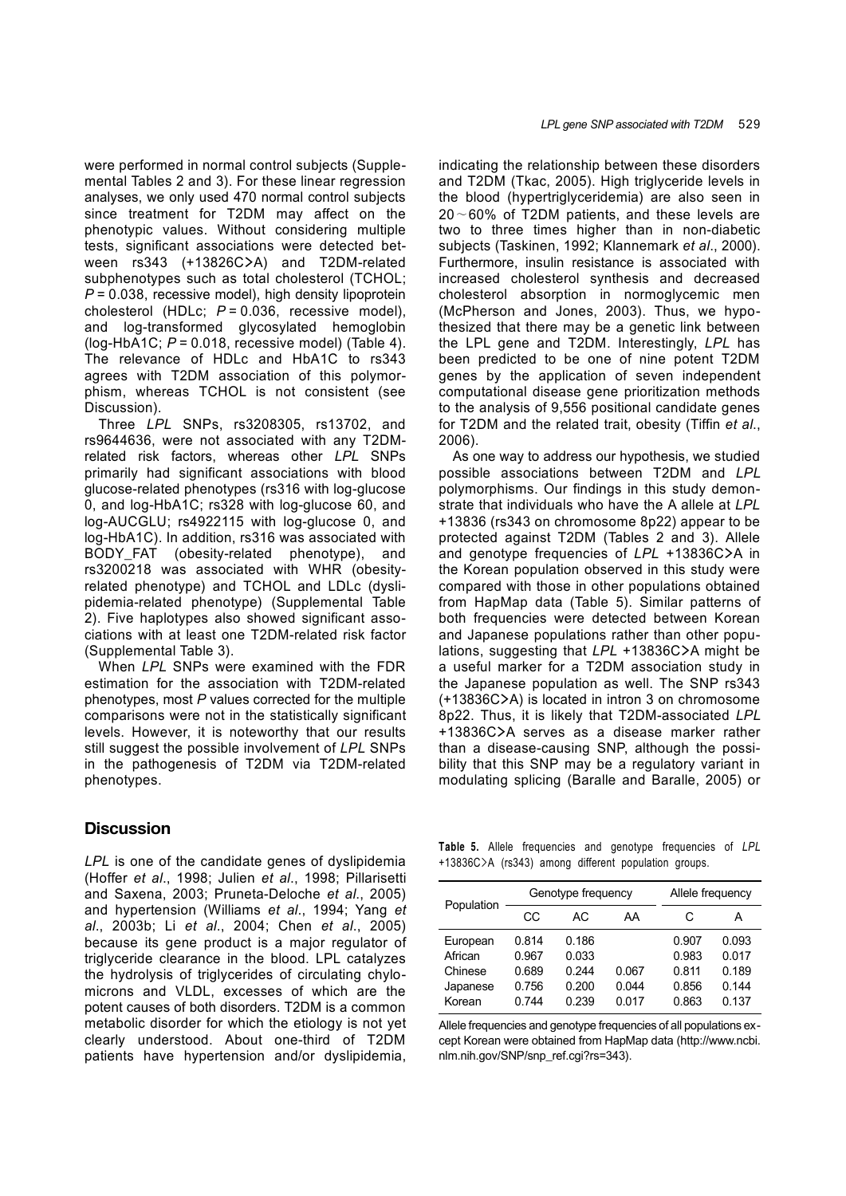were performed in normal control subjects (Supplemental Tables 2 and 3). For these linear regression analyses, we only used 470 normal control subjects since treatment for T2DM may affect on the phenotypic values. Without considering multiple tests, significant associations were detected between rs343 (+13826C>A) and T2DM-related subphenotypes such as total cholesterol (TCHOL; $P = 0.038$, recessive model), high density lipoprotein cholesterol (HDLc; $P = 0.036$, recessive model), and log-transformed glycosylated hemoglobin (log-HbA1C; $P = 0.018$, recessive model) (Table 4). The relevance of HDLc and HbA1C to rs343 agrees with T2DM association of this polymorphism, whereas TCHOL is not consistent (see Discussion).

Three *LPL* SNPs, rs3208305, rs13702, and rs9644636, were not associated with any T2DM-related risk factors, whereas other *LPL* SNPs primarily had significant associations with blood glucose-related phenotypes (rs316 with log-glucose 0, and log-HbA1C; rs328 with log-glucose 60, and log-AUCGLU; rs4922115 with log-glucose 0, and log-HbA1C). In addition, rs316 was associated with BODY_FAT (obesity-related phenotype), and rs3200218 was associated with WHR (obesity-related phenotype) and TCHOL and LDLc (dyslipidemia-related phenotype) (Supplemental Table 2). Five haplotypes also showed significant associations with at least one T2DM-related risk factor (Supplemental Table 3).

When *LPL* SNPs were examined with the FDR estimation for the association with T2DM-related phenotypes, most *P* values corrected for the multiple comparisons were not in the statistically significant levels. However, it is noteworthy that our results still suggest the possible involvement of *LPL* SNPs in the pathogenesis of T2DM via T2DM-related phenotypes.

## Discussion

*LPL* is one of the candidate genes of dyslipidemia (Hoffer *et al*., 1998; Julien *et al*., 1998; Pillarisetti and Saxena, 2003; Pruneta-Deloche *et al*., 2005) and hypertension (Williams *et al*., 1994; Yang *et al*., 2003b; Li *et al*., 2004; Chen *et al*., 2005) because its gene product is a major regulator of triglyceride clearance in the blood. LPL catalyzes the hydrolysis of triglycerides of circulating chylomicrons and VLDL, excesses of which are the potent causes of both disorders. T2DM is a common metabolic disorder for which the etiology is not yet clearly understood. About one-third of T2DM patients have hypertension and/or dyslipidemia, indicating the relationship between these disorders and T2DM (Tkac, 2005). High triglyceride levels in the blood (hypertriglyceridemia) are also seen in 20~60% of T2DM patients, and these levels are two to three times higher than in non-diabetic subjects (Taskinen, 1992; Klannemark *et al*., 2000). Furthermore, insulin resistance is associated with increased cholesterol synthesis and decreased cholesterol absorption in normoglycemic men (McPherson and Jones, 2003). Thus, we hypothesized that there may be a genetic link between the LPL gene and T2DM. Interestingly, *LPL* has been predicted to be one of nine potent T2DM genes by the application of seven independent computational disease gene prioritization methods to the analysis of 9,556 positional candidate genes for T2DM and the related trait, obesity (Tiffin *et al*., 2006).

As one way to address our hypothesis, we studied possible associations between T2DM and *LPL* polymorphisms. Our findings in this study demonstrate that individuals who have the A allele at *LPL* +13836 (rs343 on chromosome 8p22) appear to be protected against T2DM (Tables 2 and 3). Allele and genotype frequencies of *LPL* +13836C>A in the Korean population observed in this study were compared with those in other populations obtained from HapMap data (Table 5). Similar patterns of both frequencies were detected between Korean and Japanese populations rather than other populations, suggesting that *LPL* +13836C>A might be a useful marker for a T2DM association study in the Japanese population as well. The SNP rs343 (+13836C>A) is located in intron 3 on chromosome 8p22. Thus, it is likely that T2DM-associated *LPL* +13836C>A serves as a disease marker rather than a disease-causing SNP, although the possibility that this SNP may be a regulatory variant in modulating splicing (Baralle and Baralle, 2005) or

**Table 5.** Allele frequencies and genotype frequencies of *LPL* +13836C>A (rs343) among different population groups.

| Population | Genotype frequency | | | Allele frequency | |
|---|---|---|---|---|---|
| | CC | AC | AA | C | A |
| European | 0.814 | 0.186 | | 0.907 | 0.093 |
| African | 0.967 | 0.033 | | 0.983 | 0.017 |
| Chinese | 0.689 | 0.244 | 0.067 | 0.811 | 0.189 |
| Japanese | 0.756 | 0.200 | 0.044 | 0.856 | 0.144 |
| Korean | 0.744 | 0.239 | 0.017 | 0.863 | 0.137 |

Allele frequencies and genotype frequencies of all populations except Korean were obtained from HapMap data (http://www.ncbi.nlm.nih.gov/SNP/snp_ref.cgi?rs=343).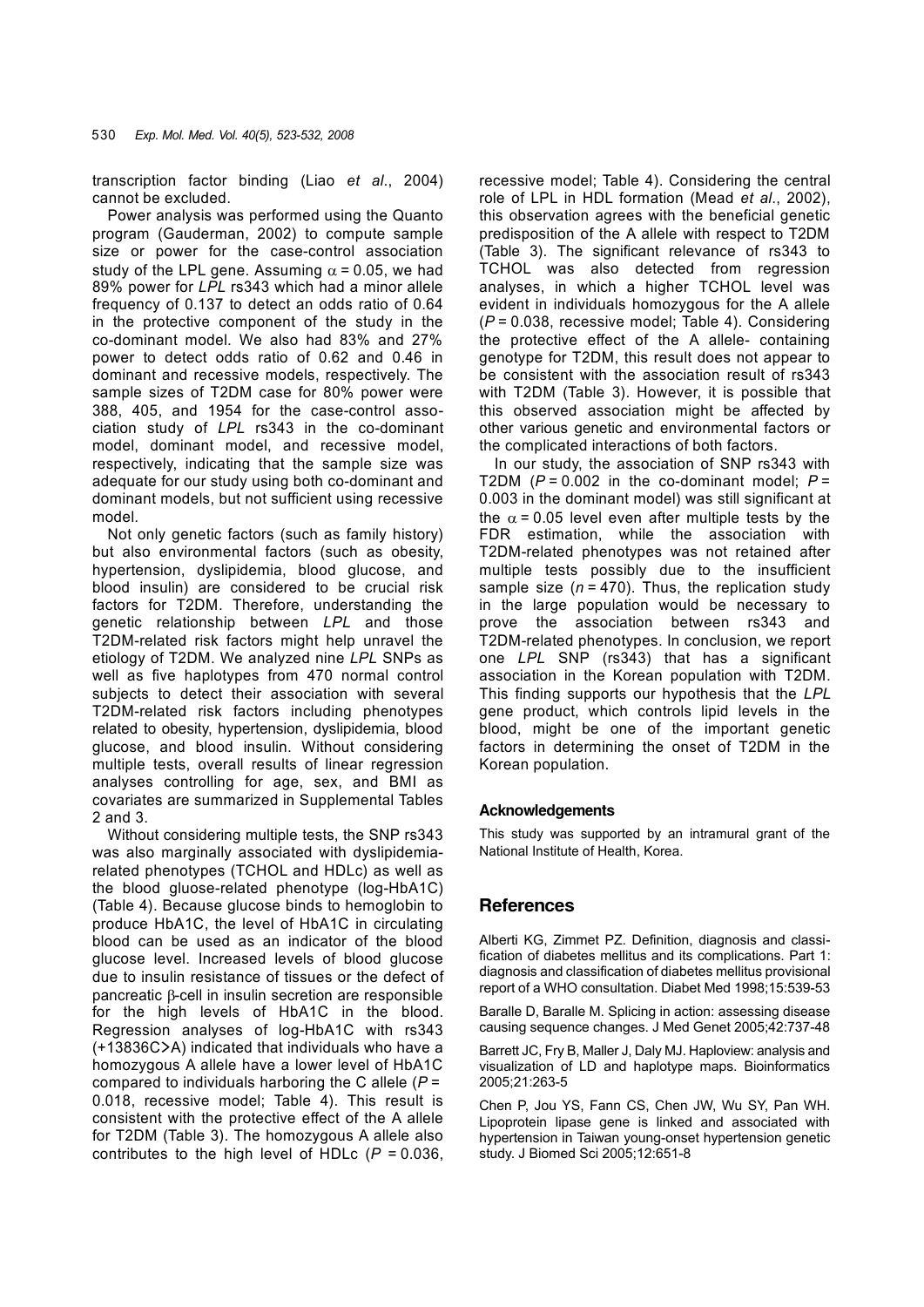transcription factor binding (Liao *et al*., 2004) cannot be excluded.

Power analysis was performed using the Quanto program (Gauderman, 2002) to compute sample size or power for the case-control association study of the LPL gene. Assuming $\alpha = 0.05$, we had 89% power for *LPL* rs343 which had a minor allele frequency of 0.137 to detect an odds ratio of 0.64 in the protective component of the study in the co-dominant model. We also had 83% and 27% power to detect odds ratio of 0.62 and 0.46 in dominant and recessive models, respectively. The sample sizes of T2DM case for 80% power were 388, 405, and 1954 for the case-control association study of *LPL* rs343 in the co-dominant model, dominant model, and recessive model, respectively, indicating that the sample size was adequate for our study using both co-dominant and dominant models, but not sufficient using recessive model.

Not only genetic factors (such as family history) but also environmental factors (such as obesity, hypertension, dyslipidemia, blood glucose, and blood insulin) are considered to be crucial risk factors for T2DM. Therefore, understanding the genetic relationship between *LPL* and those T2DM-related risk factors might help unravel the etiology of T2DM. We analyzed nine *LPL* SNPs as well as five haplotypes from 470 normal control subjects to detect their association with several T2DM-related risk factors including phenotypes related to obesity, hypertension, dyslipidemia, blood glucose, and blood insulin. Without considering multiple tests, overall results of linear regression analyses controlling for age, sex, and BMI as covariates are summarized in Supplemental Tables 2 and 3.

Without considering multiple tests, the SNP rs343 was also marginally associated with dyslipidemia-related phenotypes (TCHOL and HDLc) as well as the blood gluose-related phenotype (log-HbA1C) (Table 4). Because glucose binds to hemoglobin to produce HbA1C, the level of HbA1C in circulating blood can be used as an indicator of the blood glucose level. Increased levels of blood glucose due to insulin resistance of tissues or the defect of pancreatic $\beta$-cell in insulin secretion are responsible for the high levels of HbA1C in the blood. Regression analyses of log-HbA1C with rs343 (+13836C>A) indicated that individuals who have a homozygous A allele have a lower level of HbA1C compared to individuals harboring the C allele ($P$ = 0.018, recessive model; Table 4). This result is consistent with the protective effect of the A allele for T2DM (Table 3). The homozygous A allele also contributes to the high level of HDLc ($P$ = 0.036, recessive model; Table 4). Considering the central role of LPL in HDL formation (Mead *et al*., 2002), this observation agrees with the beneficial genetic predisposition of the A allele with respect to T2DM (Table 3). The significant relevance of rs343 to TCHOL was also detected from regression analyses, in which a higher TCHOL level was evident in individuals homozygous for the A allele ($P$ = 0.038, recessive model; Table 4). Considering the protective effect of the A allele- containing genotype for T2DM, this result does not appear to be consistent with the association result of rs343 with T2DM (Table 3). However, it is possible that this observed association might be affected by other various genetic and environmental factors or the complicated interactions of both factors.

In our study, the association of SNP rs343 with T2DM ($P$ = 0.002 in the co-dominant model; $P$ = 0.003 in the dominant model) was still significant at the $\alpha = 0.05$ level even after multiple tests by the FDR estimation, while the association with T2DM-related phenotypes was not retained after multiple tests possibly due to the insufficient sample size ($n$ = 470). Thus, the replication study in the large population would be necessary to prove the association between rs343 and T2DM-related phenotypes. In conclusion, we report one *LPL* SNP (rs343) that has a significant association in the Korean population with T2DM. This finding supports our hypothesis that the *LPL* gene product, which controls lipid levels in the blood, might be one of the important genetic factors in determining the onset of T2DM in the Korean population.

### Acknowledgements

This study was supported by an intramural grant of the National Institute of Health, Korea.

## References

Alberti KG, Zimmet PZ. Definition, diagnosis and classification of diabetes mellitus and its complications. Part 1: diagnosis and classification of diabetes mellitus provisional report of a WHO consultation. Diabet Med 1998;15:539-53

Baralle D, Baralle M. Splicing in action: assessing disease causing sequence changes. J Med Genet 2005;42:737-48

Barrett JC, Fry B, Maller J, Daly MJ. Haploview: analysis and visualization of LD and haplotype maps. Bioinformatics 2005;21:263-5

Chen P, Jou YS, Fann CS, Chen JW, Wu SY, Pan WH. Lipoprotein lipase gene is linked and associated with hypertension in Taiwan young-onset hypertension genetic study. J Biomed Sci 2005;12:651-8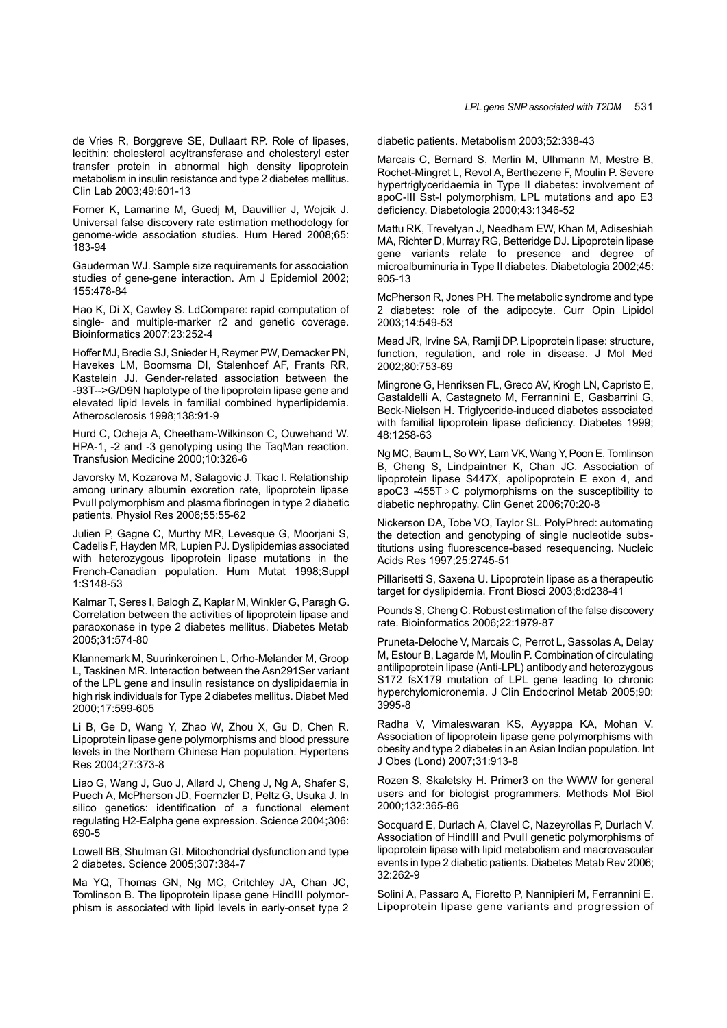de Vries R, Borggreve SE, Dullaart RP. Role of lipases, lecithin: cholesterol acyltransferase and cholesteryl ester transfer protein in abnormal high density lipoprotein metabolism in insulin resistance and type 2 diabetes mellitus. Clin Lab 2003;49:601-13

Forner K, Lamarine M, Guedj M, Dauvillier J, Wojcik J. Universal false discovery rate estimation methodology for genome-wide association studies. Hum Hered 2008;65: 183-94

Gauderman WJ. Sample size requirements for association studies of gene-gene interaction. Am J Epidemiol 2002; 155:478-84

Hao K, Di X, Cawley S. LdCompare: rapid computation of single- and multiple-marker r2 and genetic coverage. Bioinformatics 2007;23:252-4

Hoffer MJ, Bredie SJ, Snieder H, Reymer PW, Demacker PN, Havekes LM, Boomsma DI, Stalenhoef AF, Frants RR, Kastelein JJ. Gender-related association between the -93T-->G/D9N haplotype of the lipoprotein lipase gene and elevated lipid levels in familial combined hyperlipidemia. Atherosclerosis 1998;138:91-9

Hurd C, Ocheja A, Cheetham-Wilkinson C, Ouwehand W. HPA-1, -2 and -3 genotyping using the TaqMan reaction. Transfusion Medicine 2000;10:326-6

Javorsky M, Kozarova M, Salagovic J, Tkac I. Relationship among urinary albumin excretion rate, lipoprotein lipase PvuII polymorphism and plasma fibrinogen in type 2 diabetic patients. Physiol Res 2006;55:55-62

Julien P, Gagne C, Murthy MR, Levesque G, Moorjani S, Cadelis F, Hayden MR, Lupien PJ. Dyslipidemias associated with heterozygous lipoprotein lipase mutations in the French-Canadian population. Hum Mutat 1998;Suppl 1:S148-53

Kalmar T, Seres I, Balogh Z, Kaplar M, Winkler G, Paragh G. Correlation between the activities of lipoprotein lipase and paraoxonase in type 2 diabetes mellitus. Diabetes Metab 2005;31:574-80

Klannemark M, Suurinkeroinen L, Orho-Melander M, Groop L, Taskinen MR. Interaction between the Asn291Ser variant of the LPL gene and insulin resistance on dyslipidaemia in high risk individuals for Type 2 diabetes mellitus. Diabet Med 2000;17:599-605

Li B, Ge D, Wang Y, Zhao W, Zhou X, Gu D, Chen R. Lipoprotein lipase gene polymorphisms and blood pressure levels in the Northern Chinese Han population. Hypertens Res 2004;27:373-8

Liao G, Wang J, Guo J, Allard J, Cheng J, Ng A, Shafer S, Puech A, McPherson JD, Foernzler D, Peltz G, Usuka J. In silico genetics: identification of a functional element regulating H2-Ealpha gene expression. Science 2004;306: 690-5

Lowell BB, Shulman GI. Mitochondrial dysfunction and type 2 diabetes. Science 2005;307:384-7

Ma YQ, Thomas GN, Ng MC, Critchley JA, Chan JC, Tomlinson B. The lipoprotein lipase gene HindIII polymorphism is associated with lipid levels in early-onset type 2 diabetic patients. Metabolism 2003;52:338-43

Marcais C, Bernard S, Merlin M, Ulhmann M, Mestre B, Rochet-Mingret L, Revol A, Berthezene F, Moulin P. Severe hypertriglyceridaemia in Type II diabetes: involvement of apoC-III Sst-I polymorphism, LPL mutations and apo E3 deficiency. Diabetologia 2000;43:1346-52

Mattu RK, Trevelyan J, Needham EW, Khan M, Adiseshiah MA, Richter D, Murray RG, Betteridge DJ. Lipoprotein lipase gene variants relate to presence and degree of microalbuminuria in Type II diabetes. Diabetologia 2002;45: 905-13

McPherson R, Jones PH. The metabolic syndrome and type 2 diabetes: role of the adipocyte. Curr Opin Lipidol 2003;14:549-53

Mead JR, Irvine SA, Ramji DP. Lipoprotein lipase: structure, function, regulation, and role in disease. J Mol Med 2002;80:753-69

Mingrone G, Henriksen FL, Greco AV, Krogh LN, Capristo E, Gastaldelli A, Castagneto M, Ferrannini E, Gasbarrini G, Beck-Nielsen H. Triglyceride-induced diabetes associated with familial lipoprotein lipase deficiency. Diabetes 1999; 48:1258-63

Ng MC, Baum L, So WY, Lam VK, Wang Y, Poon E, Tomlinson B, Cheng S, Lindpaintner K, Chan JC. Association of lipoprotein lipase S447X, apolipoprotein E exon 4, and apoC3 -455T > C polymorphisms on the susceptibility to diabetic nephropathy. Clin Genet 2006;70:20-8

Nickerson DA, Tobe VO, Taylor SL. PolyPhred: automating the detection and genotyping of single nucleotide substitutions using fluorescence-based resequencing. Nucleic Acids Res 1997;25:2745-51

Pillarisetti S, Saxena U. Lipoprotein lipase as a therapeutic target for dyslipidemia. Front Biosci 2003;8:d238-41

Pounds S, Cheng C. Robust estimation of the false discovery rate. Bioinformatics 2006;22:1979-87

Pruneta-Deloche V, Marcais C, Perrot L, Sassolas A, Delay M, Estour B, Lagarde M, Moulin P. Combination of circulating antilipoprotein lipase (Anti-LPL) antibody and heterozygous S172 fsX179 mutation of LPL gene leading to chronic hyperchylomicronemia. J Clin Endocrinol Metab 2005;90: 3995-8

Radha V, Vimaleswaran KS, Ayyappa KA, Mohan V. Association of lipoprotein lipase gene polymorphisms with obesity and type 2 diabetes in an Asian Indian population. Int J Obes (Lond) 2007;31:913-8

Rozen S, Skaletsky H. Primer3 on the WWW for general users and for biologist programmers. Methods Mol Biol 2000;132:365-86

Socquard E, Durlach A, Clavel C, Nazeyrollas P, Durlach V. Association of HindIII and PvuII genetic polymorphisms of lipoprotein lipase with lipid metabolism and macrovascular events in type 2 diabetic patients. Diabetes Metab Rev 2006; 32:262-9

Solini A, Passaro A, Fioretto P, Nannipieri M, Ferrannini E. Lipoprotein lipase gene variants and progression of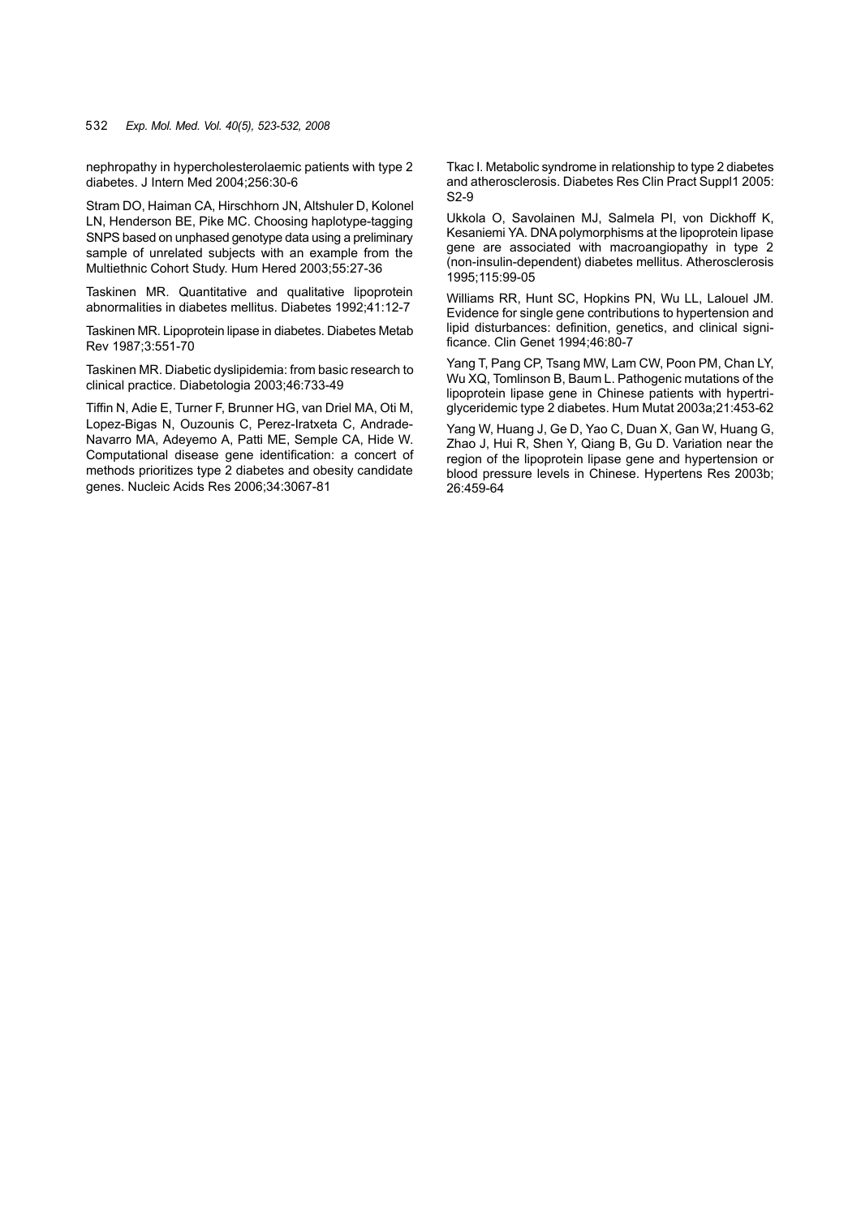nephropathy in hypercholesterolaemic patients with type 2 diabetes. J Intern Med 2004;256:30-6

Stram DO, Haiman CA, Hirschhorn JN, Altshuler D, Kolonel LN, Henderson BE, Pike MC. Choosing haplotype-tagging SNPS based on unphased genotype data using a preliminary sample of unrelated subjects with an example from the Multiethnic Cohort Study. Hum Hered 2003;55:27-36

Taskinen MR. Quantitative and qualitative lipoprotein abnormalities in diabetes mellitus. Diabetes 1992;41:12-7

Taskinen MR. Lipoprotein lipase in diabetes. Diabetes Metab Rev 1987;3:551-70

Taskinen MR. Diabetic dyslipidemia: from basic research to clinical practice. Diabetologia 2003;46:733-49

Tiffin N, Adie E, Turner F, Brunner HG, van Driel MA, Oti M, Lopez-Bigas N, Ouzounis C, Perez-Iratxeta C, Andrade-Navarro MA, Adeyemo A, Patti ME, Semple CA, Hide W. Computational disease gene identification: a concert of methods prioritizes type 2 diabetes and obesity candidate genes. Nucleic Acids Res 2006;34:3067-81

Tkac I. Metabolic syndrome in relationship to type 2 diabetes and atherosclerosis. Diabetes Res Clin Pract Suppl1 2005: S2-9

Ukkola O, Savolainen MJ, Salmela PI, von Dickhoff K, Kesaniemi YA. DNA polymorphisms at the lipoprotein lipase gene are associated with macroangiopathy in type 2 (non-insulin-dependent) diabetes mellitus. Atherosclerosis 1995;115:99-05

Williams RR, Hunt SC, Hopkins PN, Wu LL, Lalouel JM. Evidence for single gene contributions to hypertension and lipid disturbances: definition, genetics, and clinical significance. Clin Genet 1994;46:80-7

Yang T, Pang CP, Tsang MW, Lam CW, Poon PM, Chan LY, Wu XQ, Tomlinson B, Baum L. Pathogenic mutations of the lipoprotein lipase gene in Chinese patients with hypertriglyceridemic type 2 diabetes. Hum Mutat 2003a;21:453-62

Yang W, Huang J, Ge D, Yao C, Duan X, Gan W, Huang G, Zhao J, Hui R, Shen Y, Qiang B, Gu D. Variation near the region of the lipoprotein lipase gene and hypertension or blood pressure levels in Chinese. Hypertens Res 2003b; 26:459-64